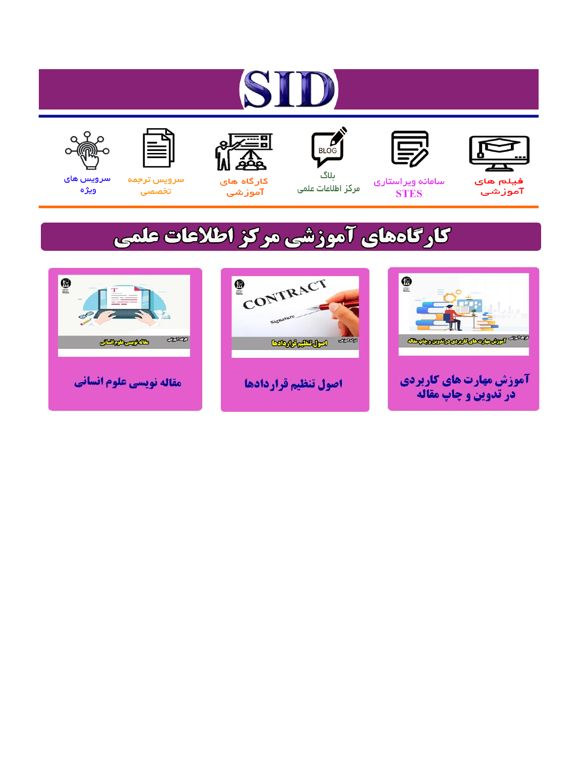# SID

فیلم های آموزشی

سامانه ویراستاری STES

بلاگ مرکز اطلاعات علمی

کارگاه های آموزشی

سرویس ترجمه تخصصی

سرویس های ویژه

## کارگاه‌های آموزشی مرکز اطلاعات علمی

آموزش مهارت های کاربردی در تدوین و چاپ مقاله

اصول تنظیم قراردادها

مقاله نویسی علوم انسانی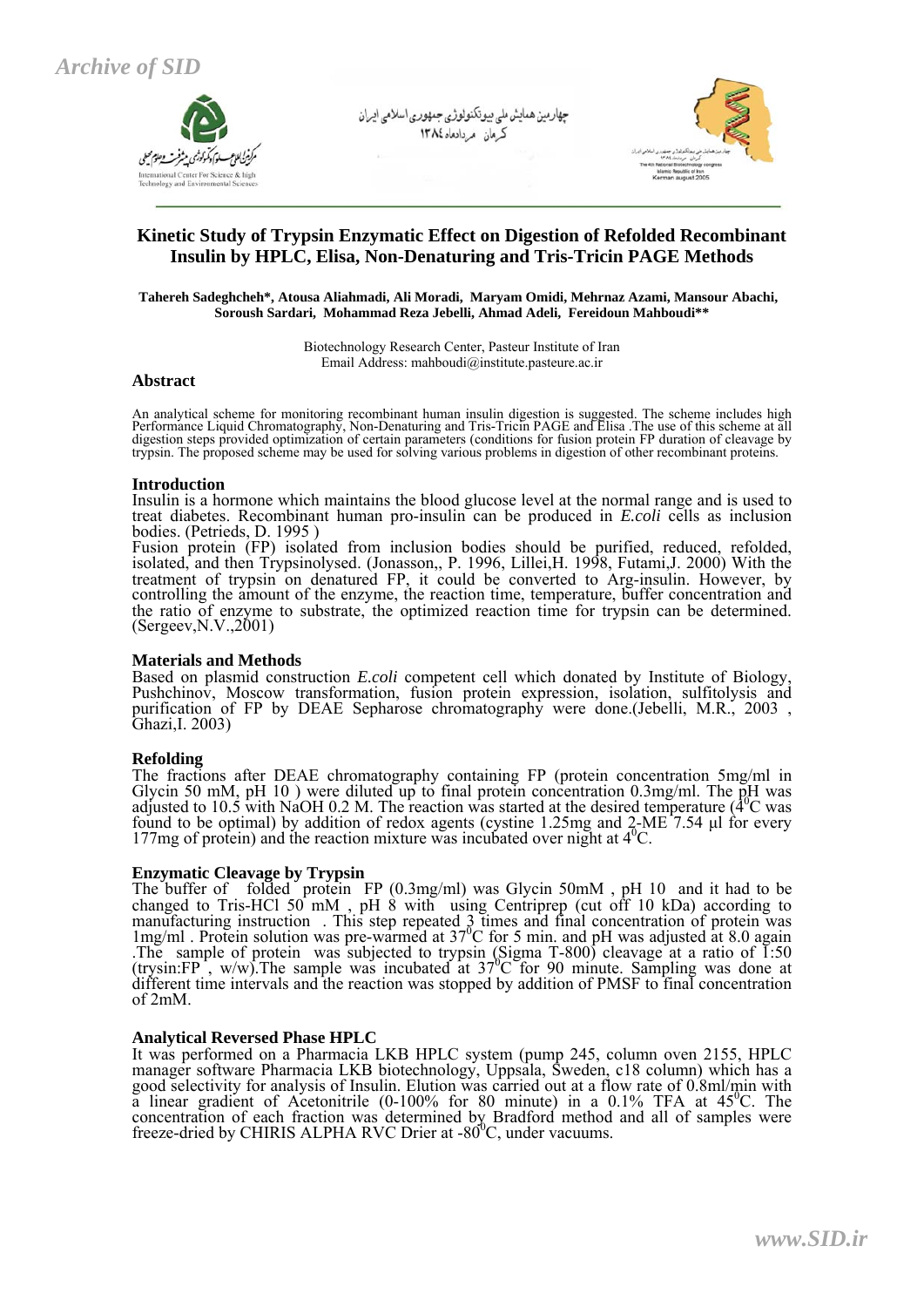# Kinetic Study of Trypsin Enzymatic Effect on Digestion of Refolded Recombinant Insulin by HPLC, Elisa, Non-Denaturing and Tris-Tricin PAGE Methods

**Tahereh Sadeghcheh\*, Atousa Aliahmadi, Ali Moradi, Maryam Omidi, Mehrnaz Azami, Mansour Abachi, Soroush Sardari, Mohammad Reza Jebelli, Ahmad Adeli, Fereidoun Mahboudi\*\***

Biotechnology Research Center, Pasteur Institute of Iran
Email Address: mahboudi@institute.pasteure.ac.ir

## Abstract

An analytical scheme for monitoring recombinant human insulin digestion is suggested. The scheme includes high Performance Liquid Chromatography, Non-Denaturing and Tris-Tricin PAGE and Elisa .The use of this scheme at all digestion steps provided optimization of certain parameters (conditions for fusion protein FP duration of cleavage by trypsin. The proposed scheme may be used for solving various problems in digestion of other recombinant proteins.

## Introduction

Insulin is a hormone which maintains the blood glucose level at the normal range and is used to treat diabetes. Recombinant human pro-insulin can be produced in *E.coli* cells as inclusion bodies. (Petrieds, D. 1995 )

Fusion protein (FP) isolated from inclusion bodies should be purified, reduced, refolded, isolated, and then Trypsinolysed. (Jonasson,, P. 1996, Lillei,H. 1998, Futami,J. 2000) With the treatment of trypsin on denatured FP, it could be converted to Arg-insulin. However, by controlling the amount of the enzyme, the reaction time, temperature, buffer concentration and the ratio of enzyme to substrate, the optimized reaction time for trypsin can be determined. (Sergeev,N.V.,2001)

## Materials and Methods

Based on plasmid construction *E.coli* competent cell which donated by Institute of Biology, Pushchinov, Moscow transformation, fusion protein expression, isolation, sulfitolysis and purification of FP by DEAE Sepharose chromatography were done.(Jebelli, M.R., 2003 , Ghazi,I. 2003)

### Refolding

The fractions after DEAE chromatography containing FP (protein concentration 5mg/ml in Glycin 50 mM, pH 10 ) were diluted up to final protein concentration 0.3mg/ml. The pH was adjusted to 10.5 with NaOH 0.2 M. The reaction was started at the desired temperature ($4^0$C was found to be optimal) by addition of redox agents (cystine 1.25mg and 2-ME 7.54 µl for every 177mg of protein) and the reaction mixture was incubated over night at $4^0$C.

### Enzymatic Cleavage by Trypsin

The buffer of folded protein FP (0.3mg/ml) was Glycin 50mM , pH 10 and it had to be changed to Tris-HCl 50 mM , pH 8 with using Centriprep (cut off 10 kDa) according to manufacturing instruction . This step repeated 3 times and final concentration of protein was 1mg/ml . Protein solution was pre-warmed at $37^0$C for 5 min. and pH was adjusted at 8.0 again .The sample of protein was subjected to trypsin (Sigma T-800) cleavage at a ratio of 1:50 (trysin:FP , w/w).The sample was incubated at $37^0$C for 90 minute. Sampling was done at different time intervals and the reaction was stopped by addition of PMSF to final concentration of 2mM.

### Analytical Reversed Phase HPLC

It was performed on a Pharmacia LKB HPLC system (pump 245, column oven 2155, HPLC manager software Pharmacia LKB biotechnology, Uppsala, Sweden, c18 column) which has a good selectivity for analysis of Insulin. Elution was carried out at a flow rate of 0.8ml/min with a linear gradient of Acetonitrile (0-100% for 80 minute) in a 0.1% TFA at $45^0$C. The concentration of each fraction was determined by Bradford method and all of samples were freeze-dried by CHIRIS ALPHA RVC Drier at $-80^0$C, under vacuums.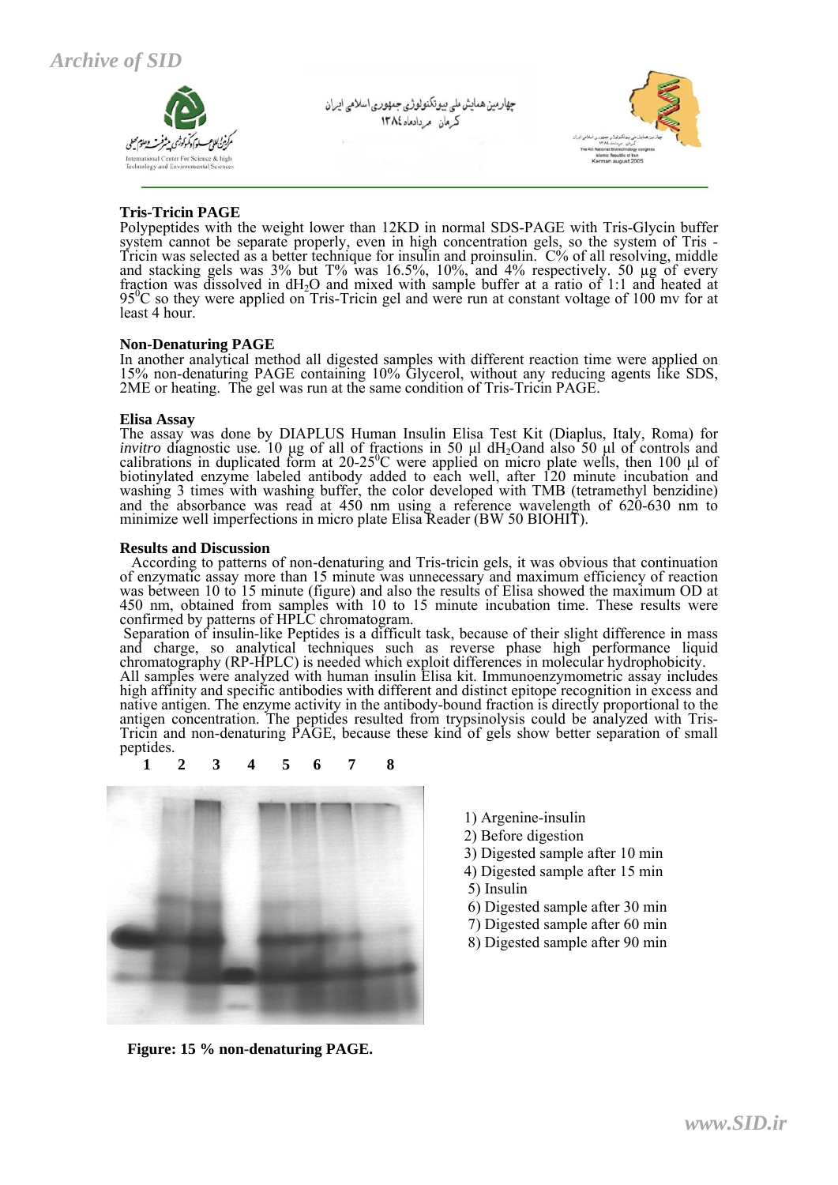### Tris-Tricin PAGE

Polypeptides with the weight lower than 12KD in normal SDS-PAGE with Tris-Glycin buffer system cannot be separate properly, even in high concentration gels, so the system of Tris - Tricin was selected as a better technique for insulin and proinsulin. C% of all resolving, middle and stacking gels was 3% but T% was 16.5%, 10%, and 4% respectively. 50 µg of every fraction was dissolved in $dH_2O$ and mixed with sample buffer at a ratio of 1:1 and heated at $95^0C$ so they were applied on Tris-Tricin gel and were run at constant voltage of 100 mv for at least 4 hour.

### Non-Denaturing PAGE

In another analytical method all digested samples with different reaction time were applied on 15% non-denaturing PAGE containing 10% Glycerol, without any reducing agents like SDS, 2ME or heating. The gel was run at the same condition of Tris-Tricin PAGE.

### Elisa Assay

The assay was done by DIAPLUS Human Insulin Elisa Test Kit (Diaplus, Italy, Roma) for *invitro* diagnostic use. 10 µg of all of fractions in 50 µl $dH_2O$and also 50 µl of controls and calibrations in duplicated form at $20\text{-}25^0C$ were applied on micro plate wells, then 100 µl of biotinylated enzyme labeled antibody added to each well, after 120 minute incubation and washing 3 times with washing buffer, the color developed with TMB (tetramethyl benzidine) and the absorbance was read at 450 nm using a reference wavelength of 620-630 nm to minimize well imperfections in micro plate Elisa Reader (BW 50 BIOHIT).

### Results and Discussion

According to patterns of non-denaturing and Tris-tricin gels, it was obvious that continuation of enzymatic assay more than 15 minute was unnecessary and maximum efficiency of reaction was between 10 to 15 minute (figure) and also the results of Elisa showed the maximum OD at 450 nm, obtained from samples with 10 to 15 minute incubation time. These results were confirmed by patterns of HPLC chromatogram.

Separation of insulin-like Peptides is a difficult task, because of their slight difference in mass and charge, so analytical techniques such as reverse phase high performance liquid chromatography (RP-HPLC) is needed which exploit differences in molecular hydrophobicity.

All samples were analyzed with human insulin Elisa kit. Immunoenzymometric assay includes high affinity and specific antibodies with different and distinct epitope recognition in excess and native antigen. The enzyme activity in the antibody-bound fraction is directly proportional to the antigen concentration. The peptides resulted from trypsinolysis could be analyzed with Tris-Tricin and non-denaturing PAGE, because these kind of gels show better separation of small peptides.

1 2 3 4 5 6 7 8

1) Argenine-insulin
2) Before digestion
3) Digested sample after 10 min
4) Digested sample after 15 min
5) Insulin
6) Digested sample after 30 min
7) Digested sample after 60 min
8) Digested sample after 90 min

**Figure: 15 % non-denaturing PAGE.**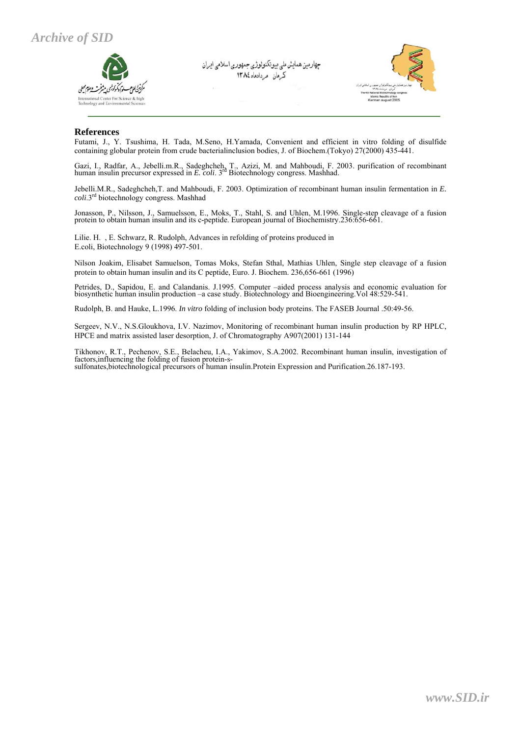## References

Futami, J., Y. Tsushima, H. Tada, M.Seno, H.Yamada, Convenient and efficient in vitro folding of disulfide containing globular protein from crude bacterialinclusion bodies, J. of Biochem.(Tokyo) 27(2000) 435-441.

Gazi, I., Radfar, A., Jebelli.m.R., Sadeghcheh, T., Azizi, M. and Mahboudi, F. 2003. purification of recombinant human insulin precursor expressed in *E. coli*. 3rd Biotechnology congress. Mashhad.

Jebelli.M.R., Sadeghcheh,T. and Mahboudi, F. 2003. Optimization of recombinant human insulin fermentation in *E. coli*.3rd biotechnology congress. Mashhad

Jonasson, P., Nilsson, J., Samuelsson, E., Moks, T., Stahl, S. and Uhlen, M.1996. Single-step cleavage of a fusion protein to obtain human insulin and its c-peptide. European journal of Biochemistry.236:656-661.

Lilie. H. , E. Schwarz, R. Rudolph, Advances in refolding of proteins produced in E.coli, Biotechnology 9 (1998) 497-501.

Nilson Joakim, Elisabet Samuelson, Tomas Moks, Stefan Sthal, Mathias Uhlen, Single step cleavage of a fusion protein to obtain human insulin and its C peptide, Euro. J. Biochem. 236,656-661 (1996)

Petrides, D., Sapidou, E. and Calandanis. J.1995. Computer –aided process analysis and economic evaluation for biosynthetic human insulin production –a case study. Biotechnology and Bioengineering.Vol 48:529-541.

Rudolph, B. and Hauke, L.1996. *In vitro* folding of inclusion body proteins. The FASEB Journal .50:49-56.

Sergeev, N.V., N.S.Gloukhova, I.V. Nazimov, Monitoring of recombinant human insulin production by RP HPLC, HPCE and matrix assisted laser desorption, J. of Chromatography A907(2001) 131-144

Tikhonov, R.T., Pechenov, S.E., Belacheu, I.A., Yakimov, S.A.2002. Recombinant human insulin, investigation of factors,influencing the folding of fusion protein-s-sulfonates,biotechnological precursors of human insulin.Protein Expression and Purification.26.187-193.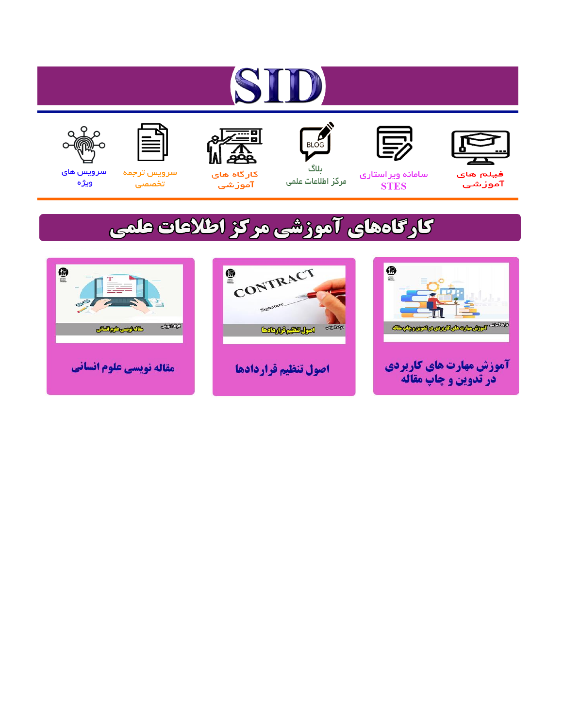# SID

فیلم های آموزشی

سامانه ویراستاری STES

بلاگ مرکز اطلاعات علمی

کارگاه های آموزشی

سرویس ترجمه تخصصی

سرویس های ویژه

## کارگاه‌های آموزشی مرکز اطلاعات علمی

آموزش مهارت های کاربردی در تدوین و چاپ مقاله

اصول تنظیم قراردادها

مقاله نویسی علوم انسانی